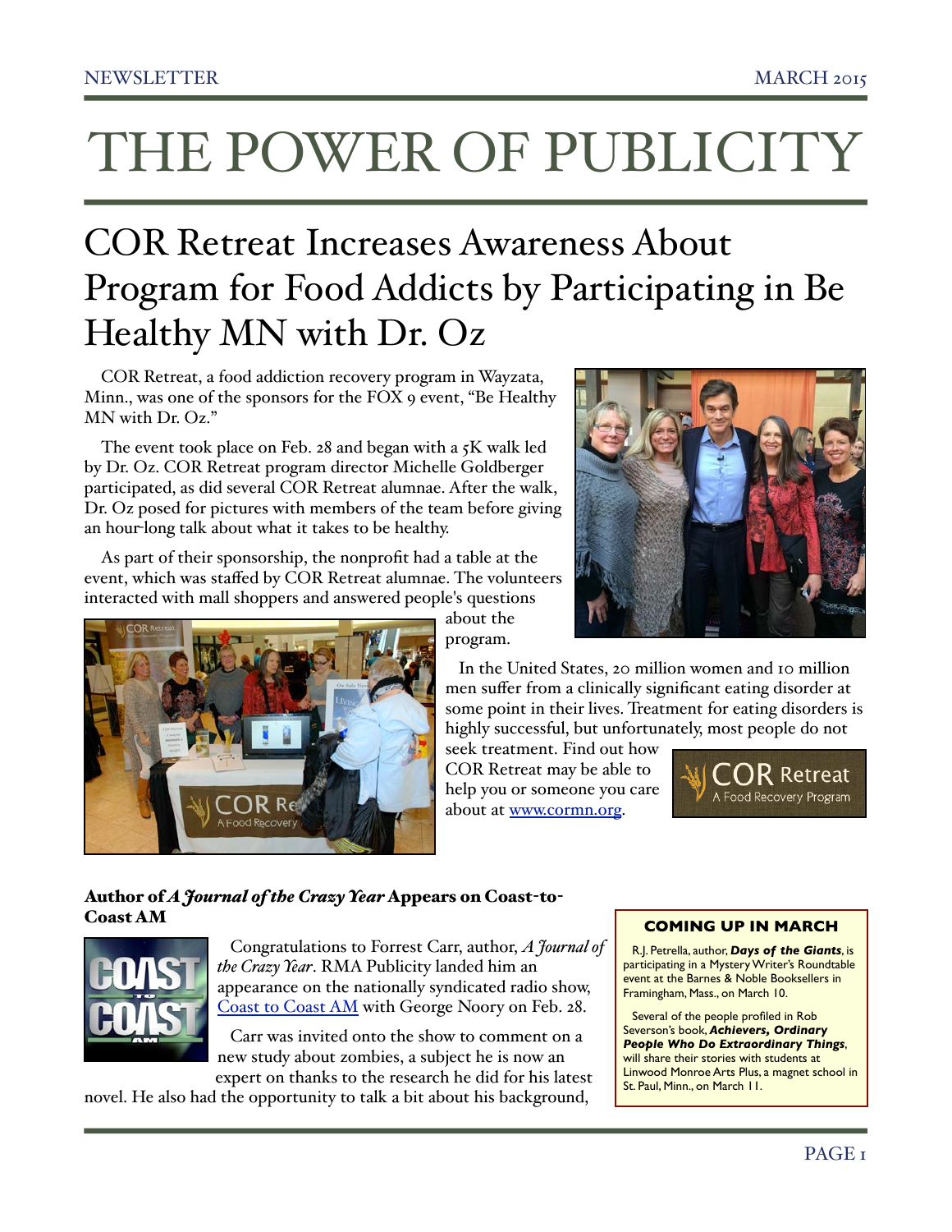# THE POWER OF PUBLICITY

## COR Retreat Increases Awareness About Program for Food Addicts by Participating in Be Healthy MN with Dr. Oz

COR Retreat, a food addiction recovery program in Wayzata, Minn., was one of the sponsors for the FOX 9 event, "Be Healthy MN with Dr. Oz."

The event took place on Feb. 28 and began with a 5K walk led by Dr. Oz. COR Retreat program director Michelle Goldberger participated, as did several COR Retreat alumnae. After the walk, Dr. Oz posed for pictures with members of the team before giving an hour-long talk about what it takes to be healthy.

As part of their sponsorship, the nonprofit had a table at the event, which was staffed by COR Retreat alumnae. The volunteers interacted with mall shoppers and answered people's questions about the program.

In the United States, 20 million women and 10 million men suffer from a clinically significant eating disorder at some point in their lives. Treatment for eating disorders is highly successful, but unfortunately, most people do not seek treatment. Find out how COR Retreat may be able to help you or someone you care about at [www.cormn.org](www.cormn.org).

### Author of *A Journal of the Crazy Year* Appears on Coast-to-Coast AM

Congratulations to Forrest Carr, author, *A Journal of the Crazy Year*. RMA Publicity landed him an appearance on the nationally syndicated radio show, [Coast to Coast AM]() with George Noory on Feb. 28.

Carr was invited onto the show to comment on a new study about zombies, a subject he is now an expert on thanks to the research he did for his latest novel. He also had the opportunity to talk a bit about his background,

**COMING UP IN MARCH**

R.J. Petrella, author, ***Days of the Giants***, is participating in a Mystery Writer's Roundtable event at the Barnes & Noble Booksellers in Framingham, Mass., on March 10.

Several of the people profiled in Rob Severson's book, ***Achievers, Ordinary People Who Do Extraordinary Things***, will share their stories with students at Linwood Monroe Arts Plus, a magnet school in St. Paul, Minn., on March 11.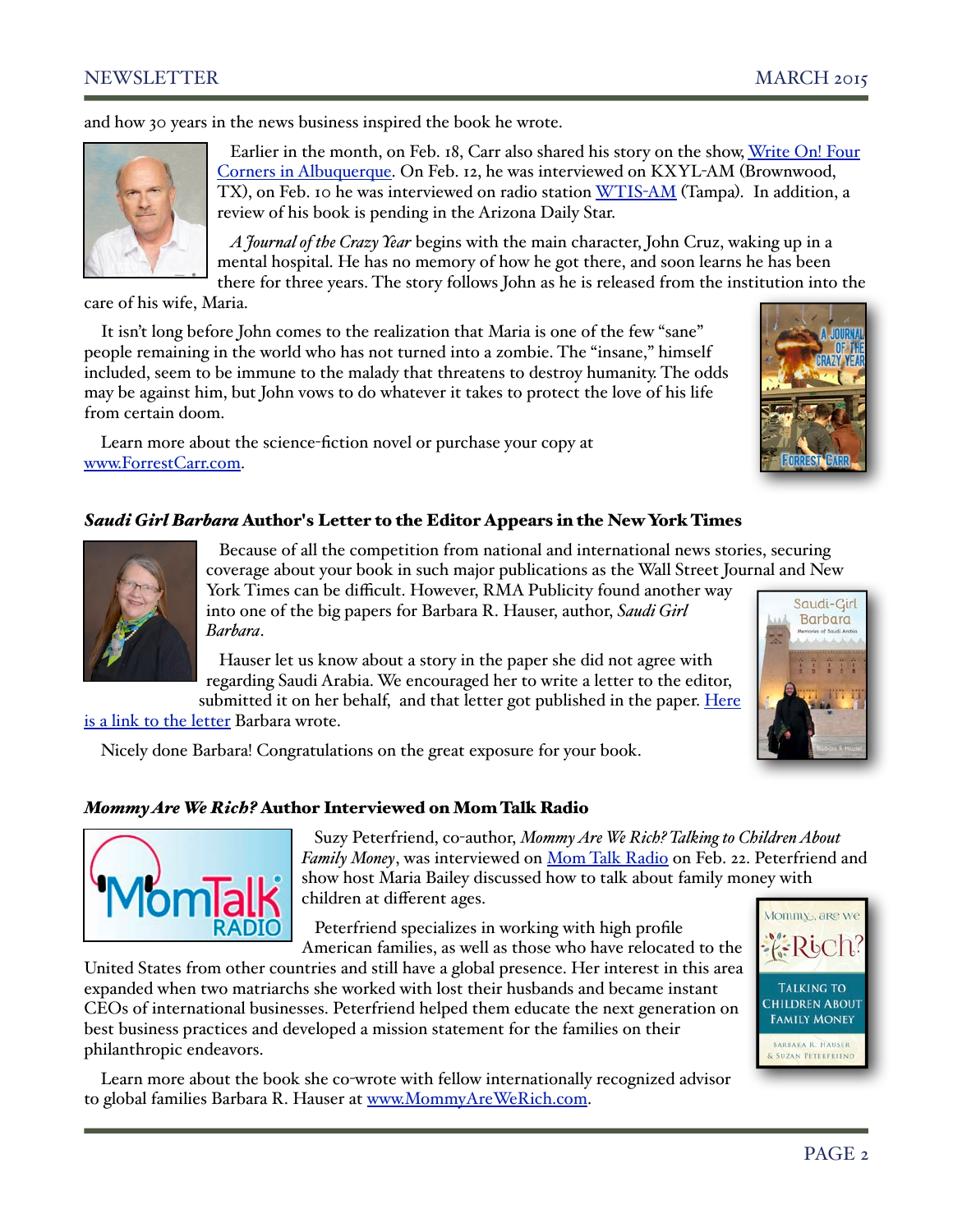and how 30 years in the news business inspired the book he wrote.

Earlier in the month, on Feb. 18, Carr also shared his story on the show, Write On! Four Corners in Albuquerque. On Feb. 12, he was interviewed on KXYL-AM (Brownwood, TX), on Feb. 10 he was interviewed on radio station WTIS-AM (Tampa). In addition, a review of his book is pending in the Arizona Daily Star.

*A Journal of the Crazy Year* begins with the main character, John Cruz, waking up in a mental hospital. He has no memory of how he got there, and soon learns he has been there for three years. The story follows John as he is released from the institution into the care of his wife, Maria.

It isn't long before John comes to the realization that Maria is one of the few "sane" people remaining in the world who has not turned into a zombie. The "insane," himself included, seem to be immune to the malady that threatens to destroy humanity. The odds may be against him, but John vows to do whatever it takes to protect the love of his life from certain doom.

Learn more about the science-fiction novel or purchase your copy at www.ForrestCarr.com.

## *Saudi Girl Barbara* Author's Letter to the Editor Appears in the New York Times

Because of all the competition from national and international news stories, securing coverage about your book in such major publications as the Wall Street Journal and New York Times can be difficult. However, RMA Publicity found another way into one of the big papers for Barbara R. Hauser, author, *Saudi Girl Barbara*.

Hauser let us know about a story in the paper she did not agree with regarding Saudi Arabia. We encouraged her to write a letter to the editor, submitted it on her behalf, and that letter got published in the paper. Here is a link to the letter Barbara wrote.

Nicely done Barbara! Congratulations on the great exposure for your book.

## *Mommy Are We Rich?* Author Interviewed on Mom Talk Radio

Suzy Peterfriend, co-author, *Mommy Are We Rich? Talking to Children About Family Money*, was interviewed on Mom Talk Radio on Feb. 22. Peterfriend and show host Maria Bailey discussed how to talk about family money with children at different ages.

Peterfriend specializes in working with high profile American families, as well as those who have relocated to the United States from other countries and still have a global presence. Her interest in this area expanded when two matriarchs she worked with lost their husbands and became instant CEOs of international businesses. Peterfriend helped them educate the next generation on best business practices and developed a mission statement for the families on their philanthropic endeavors.

Learn more about the book she co-wrote with fellow internationally recognized advisor to global families Barbara R. Hauser at www.MommyAreWeRich.com.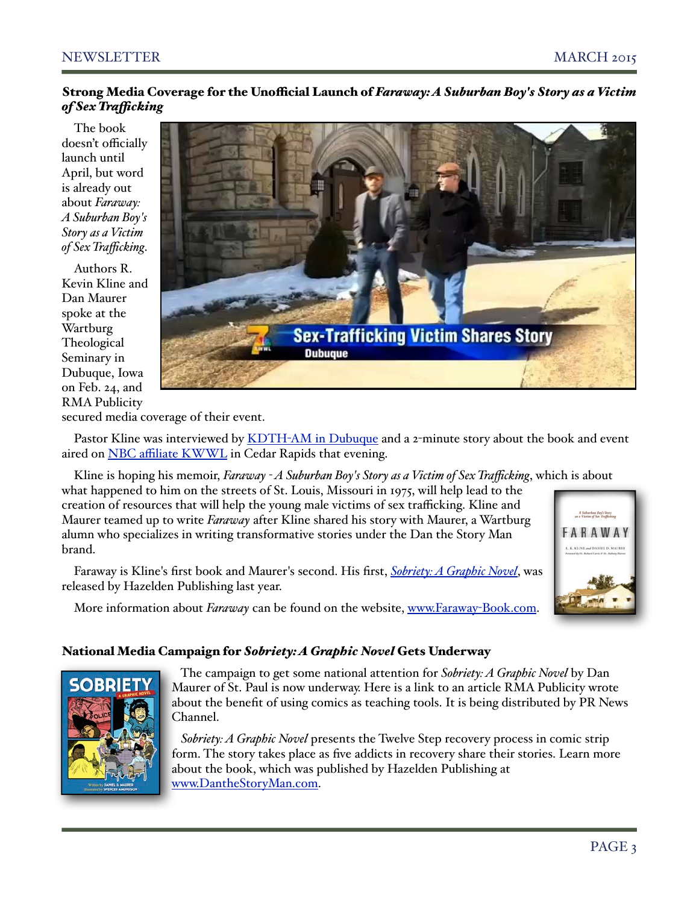## Strong Media Coverage for the Unofficial Launch of *Faraway: A Suburban Boy's Story as a Victim of Sex Trafficking*

The book doesn't officially launch until April, but word is already out about *Faraway: A Suburban Boy's Story as a Victim of Sex Trafficking*.

Authors R. Kevin Kline and Dan Maurer spoke at the Wartburg Theological Seminary in Dubuque, Iowa on Feb. 24, and RMA Publicity secured media coverage of their event.

Pastor Kline was interviewed by [KDTH-AM in Dubuque]() and a 2-minute story about the book and event aired on [NBC affiliate KWWL]() in Cedar Rapids that evening.

Kline is hoping his memoir, *Faraway - A Suburban Boy's Story as a Victim of Sex Trafficking*, which is about what happened to him on the streets of St. Louis, Missouri in 1975, will help lead to the creation of resources that will help the young male victims of sex trafficking. Kline and Maurer teamed up to write *Faraway* after Kline shared his story with Maurer, a Wartburg alumn who specializes in writing transformative stories under the Dan the Story Man brand.

Faraway is Kline's first book and Maurer's second. His first, [*Sobriety: A Graphic Novel*](), was released by Hazelden Publishing last year.

More information about *Faraway* can be found on the website, [www.Faraway-Book.com]().

## National Media Campaign for *Sobriety: A Graphic Novel* Gets Underway

The campaign to get some national attention for *Sobriety: A Graphic Novel* by Dan Maurer of St. Paul is now underway. Here is a link to an article RMA Publicity wrote about the benefit of using comics as teaching tools. It is being distributed by PR News Channel.

*Sobriety: A Graphic Novel* presents the Twelve Step recovery process in comic strip form. The story takes place as five addicts in recovery share their stories. Learn more about the book, which was published by Hazelden Publishing at [www.DantheStoryMan.com]().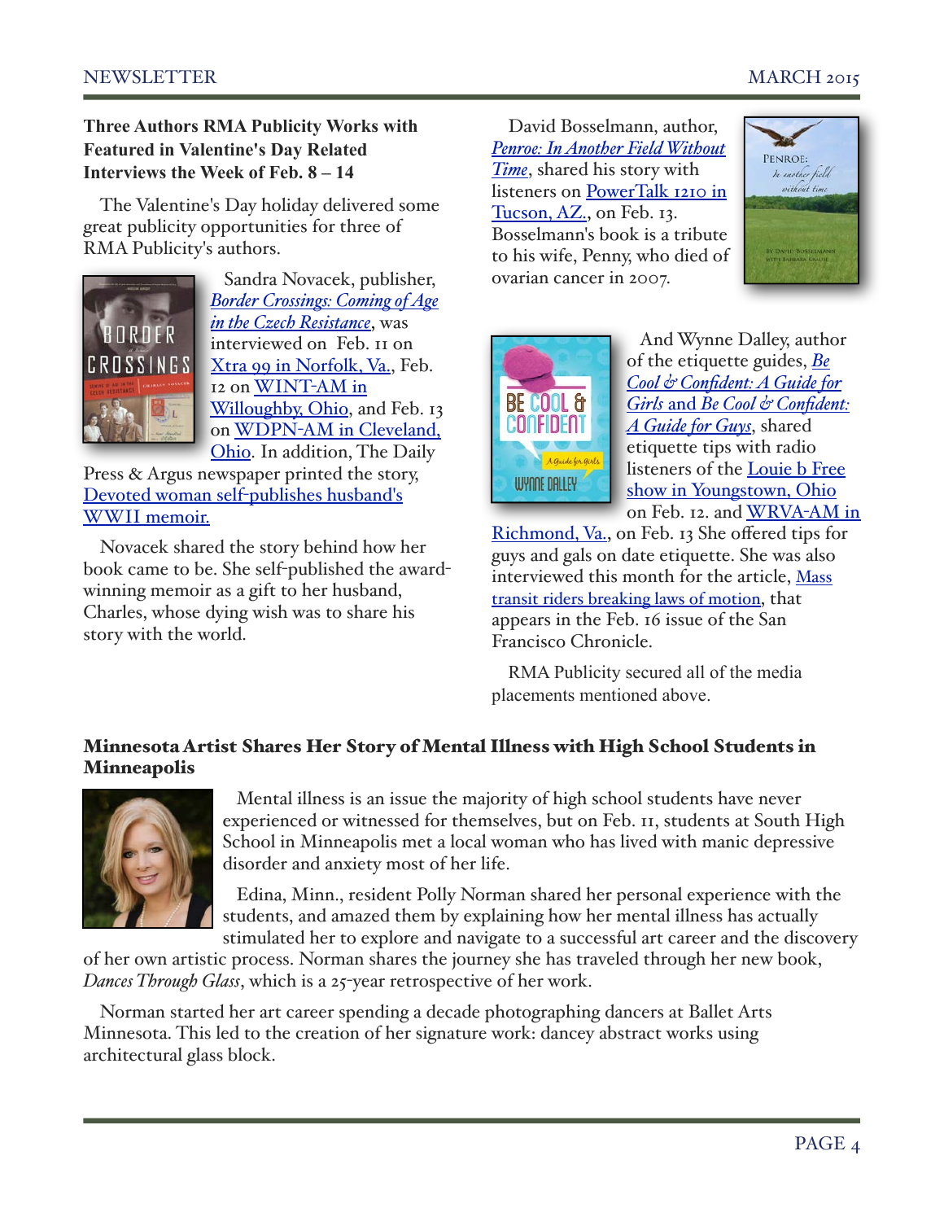## Three Authors RMA Publicity Works with Featured in Valentine's Day Related Interviews the Week of Feb. 8 – 14

The Valentine's Day holiday delivered some great publicity opportunities for three of RMA Publicity's authors.

Sandra Novacek, publisher, *Border Crossings: Coming of Age in the Czech Resistance*, was interviewed on Feb. 11 on Xtra 99 in Norfolk, Va., Feb. 12 on WINT-AM in Willoughby, Ohio, and Feb. 13 on WDPN-AM in Cleveland, Ohio. In addition, The Daily Press & Argus newspaper printed the story, Devoted woman self-publishes husband's WWII memoir.

Novacek shared the story behind how her book came to be. She self-published the award-winning memoir as a gift to her husband, Charles, whose dying wish was to share his story with the world.

David Bosselmann, author, *Penroe: In Another Field Without Time*, shared his story with listeners on PowerTalk 1210 in Tucson, AZ., on Feb. 13. Bosselmann's book is a tribute to his wife, Penny, who died of ovarian cancer in 2007.

And Wynne Dalley, author of the etiquette guides, *Be Cool & Confident: A Guide for Girls* and *Be Cool & Confident: A Guide for Guys*, shared etiquette tips with radio listeners of the Louie b Free show in Youngstown, Ohio on Feb. 12. and WRVA-AM in Richmond, Va., on Feb. 13 She offered tips for guys and gals on date etiquette. She was also interviewed this month for the article, Mass transit riders breaking laws of motion, that appears in the Feb. 16 issue of the San Francisco Chronicle.

RMA Publicity secured all of the media placements mentioned above.

## Minnesota Artist Shares Her Story of Mental Illness with High School Students in Minneapolis

Mental illness is an issue the majority of high school students have never experienced or witnessed for themselves, but on Feb. 11, students at South High School in Minneapolis met a local woman who has lived with manic depressive disorder and anxiety most of her life.

Edina, Minn., resident Polly Norman shared her personal experience with the students, and amazed them by explaining how her mental illness has actually stimulated her to explore and navigate to a successful art career and the discovery of her own artistic process. Norman shares the journey she has traveled through her new book, *Dances Through Glass*, which is a 25-year retrospective of her work.

Norman started her art career spending a decade photographing dancers at Ballet Arts Minnesota. This led to the creation of her signature work: dancey abstract works using architectural glass block.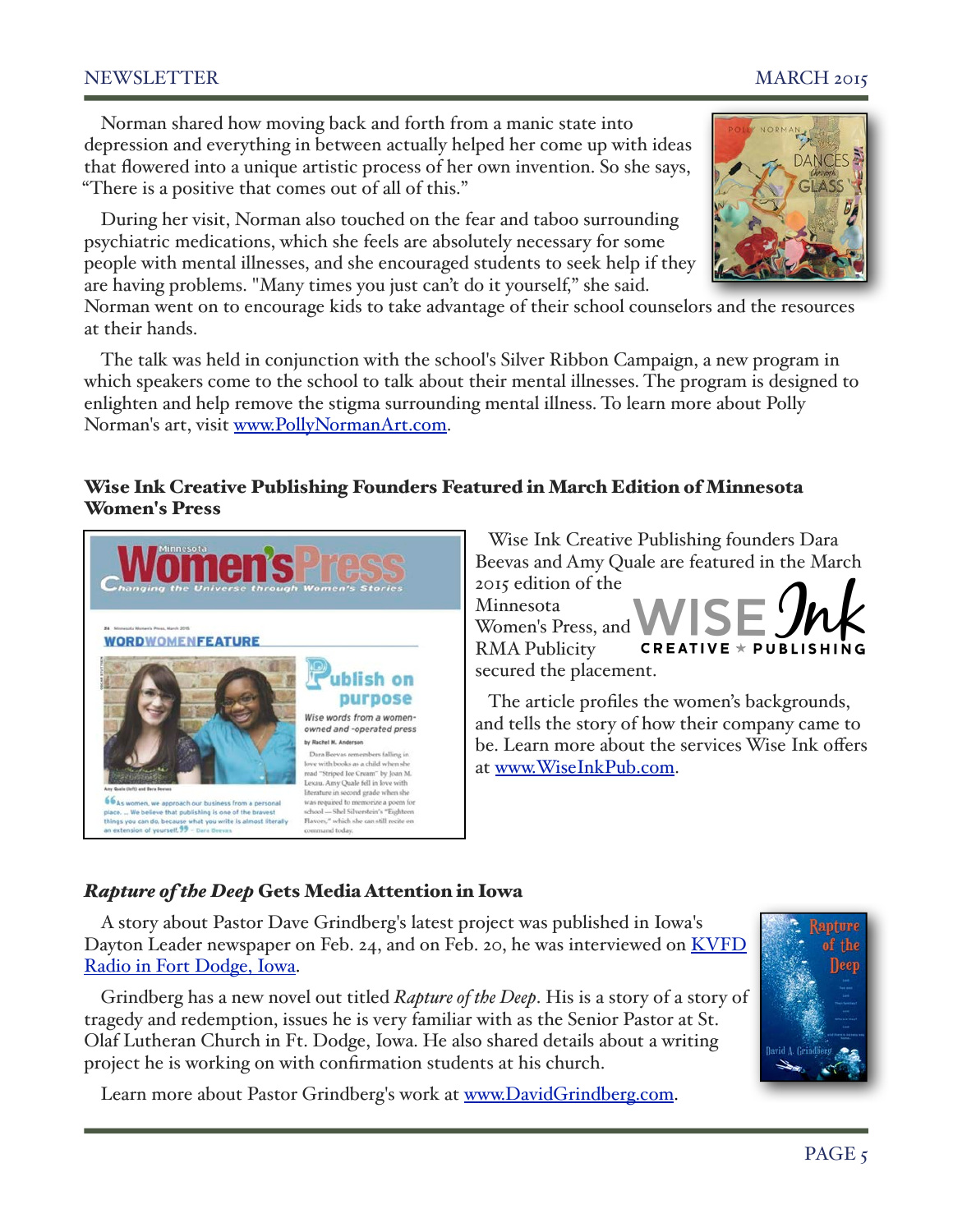Norman shared how moving back and forth from a manic state into depression and everything in between actually helped her come up with ideas that flowered into a unique artistic process of her own invention. So she says, "There is a positive that comes out of all of this."

During her visit, Norman also touched on the fear and taboo surrounding psychiatric medications, which she feels are absolutely necessary for some people with mental illnesses, and she encouraged students to seek help if they are having problems. "Many times you just can't do it yourself," she said. Norman went on to encourage kids to take advantage of their school counselors and the resources at their hands.

The talk was held in conjunction with the school's Silver Ribbon Campaign, a new program in which speakers come to the school to talk about their mental illnesses. The program is designed to enlighten and help remove the stigma surrounding mental illness. To learn more about Polly Norman's art, visit [www.PollyNormanArt.com](http://www.PollyNormanArt.com).

## Wise Ink Creative Publishing Founders Featured in March Edition of Minnesota Women's Press

Wise Ink Creative Publishing founders Dara Beevas and Amy Quale are featured in the March 2015 edition of the Minnesota Women's Press, and RMA Publicity secured the placement.

The article profiles the women's backgrounds, and tells the story of how their company came to be. Learn more about the services Wise Ink offers at [www.WiseInkPub.com](http://www.WiseInkPub.com).

## *Rapture of the Deep* Gets Media Attention in Iowa

A story about Pastor Dave Grindberg's latest project was published in Iowa's Dayton Leader newspaper on Feb. 24, and on Feb. 20, he was interviewed on [KVFD Radio in Fort Dodge, Iowa](#).

Grindberg has a new novel out titled *Rapture of the Deep*. His is a story of a story of tragedy and redemption, issues he is very familiar with as the Senior Pastor at St. Olaf Lutheran Church in Ft. Dodge, Iowa. He also shared details about a writing project he is working on with confirmation students at his church.

Learn more about Pastor Grindberg's work at [www.DavidGrindberg.com](http://www.DavidGrindberg.com).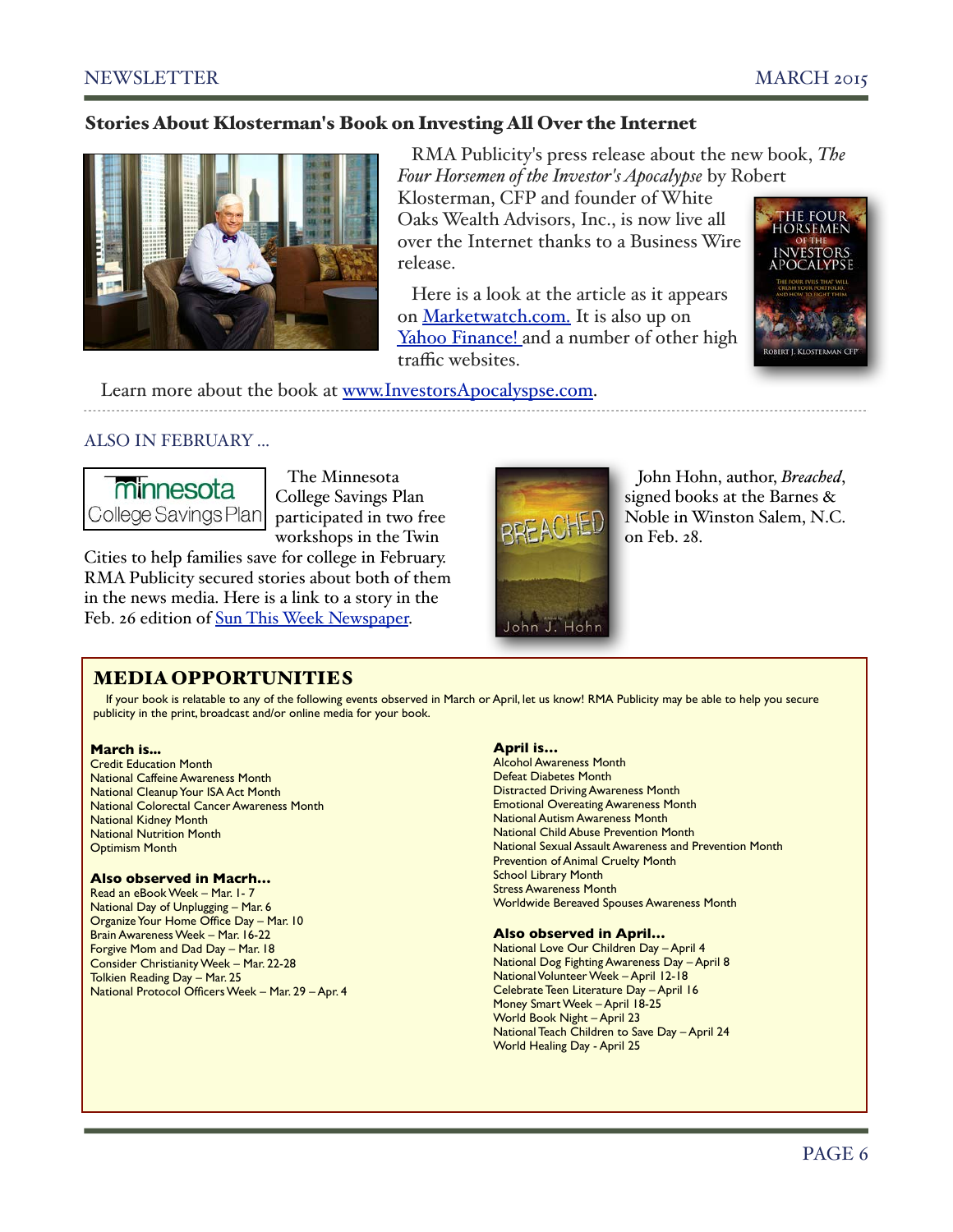## Stories About Klosterman's Book on Investing All Over the Internet

RMA Publicity's press release about the new book, *The Four Horsemen of the Investor's Apocalypse* by Robert Klosterman, CFP and founder of White Oaks Wealth Advisors, Inc., is now live all over the Internet thanks to a Business Wire release.

Here is a look at the article as it appears on [Marketwatch.com.]() It is also up on [Yahoo Finance!]() and a number of other high traffic websites.

Learn more about the book at [www.InvestorsApocalypspe.com]().

---

### ALSO IN FEBRUARY ...

The Minnesota College Savings Plan participated in two free workshops in the Twin Cities to help families save for college in February. RMA Publicity secured stories about both of them in the news media. Here is a link to a story in the Feb. 26 edition of [Sun This Week Newspaper]().

John Hohn, author, *Breached*, signed books at the Barnes & Noble in Winston Salem, N.C. on Feb. 28.

## MEDIA OPPORTUNITIES

If your book is relatable to any of the following events observed in March or April, let us know! RMA Publicity may be able to help you secure publicity in the print, broadcast and/or online media for your book.

**March is...**
Credit Education Month
National Caffeine Awareness Month
National Cleanup Your ISA Act Month
National Colorectal Cancer Awareness Month
National Kidney Month
National Nutrition Month
Optimism Month

**Also observed in Macrh...**
Read an eBook Week – Mar. 1- 7
National Day of Unplugging – Mar. 6
Organize Your Home Office Day – Mar. 10
Brain Awareness Week – Mar. 16-22
Forgive Mom and Dad Day – Mar. 18
Consider Christianity Week – Mar. 22-28
Tolkien Reading Day – Mar. 25
National Protocol Officers Week – Mar. 29 – Apr. 4

**April is...**
Alcohol Awareness Month
Defeat Diabetes Month
Distracted Driving Awareness Month
Emotional Overeating Awareness Month
National Autism Awareness Month
National Child Abuse Prevention Month
National Sexual Assault Awareness and Prevention Month
Prevention of Animal Cruelty Month
School Library Month
Stress Awareness Month
Worldwide Bereaved Spouses Awareness Month

**Also observed in April...**
National Love Our Children Day – April 4
National Dog Fighting Awareness Day – April 8
National Volunteer Week – April 12-18
Celebrate Teen Literature Day – April 16
Money Smart Week – April 18-25
World Book Night – April 23
National Teach Children to Save Day – April 24
World Healing Day - April 25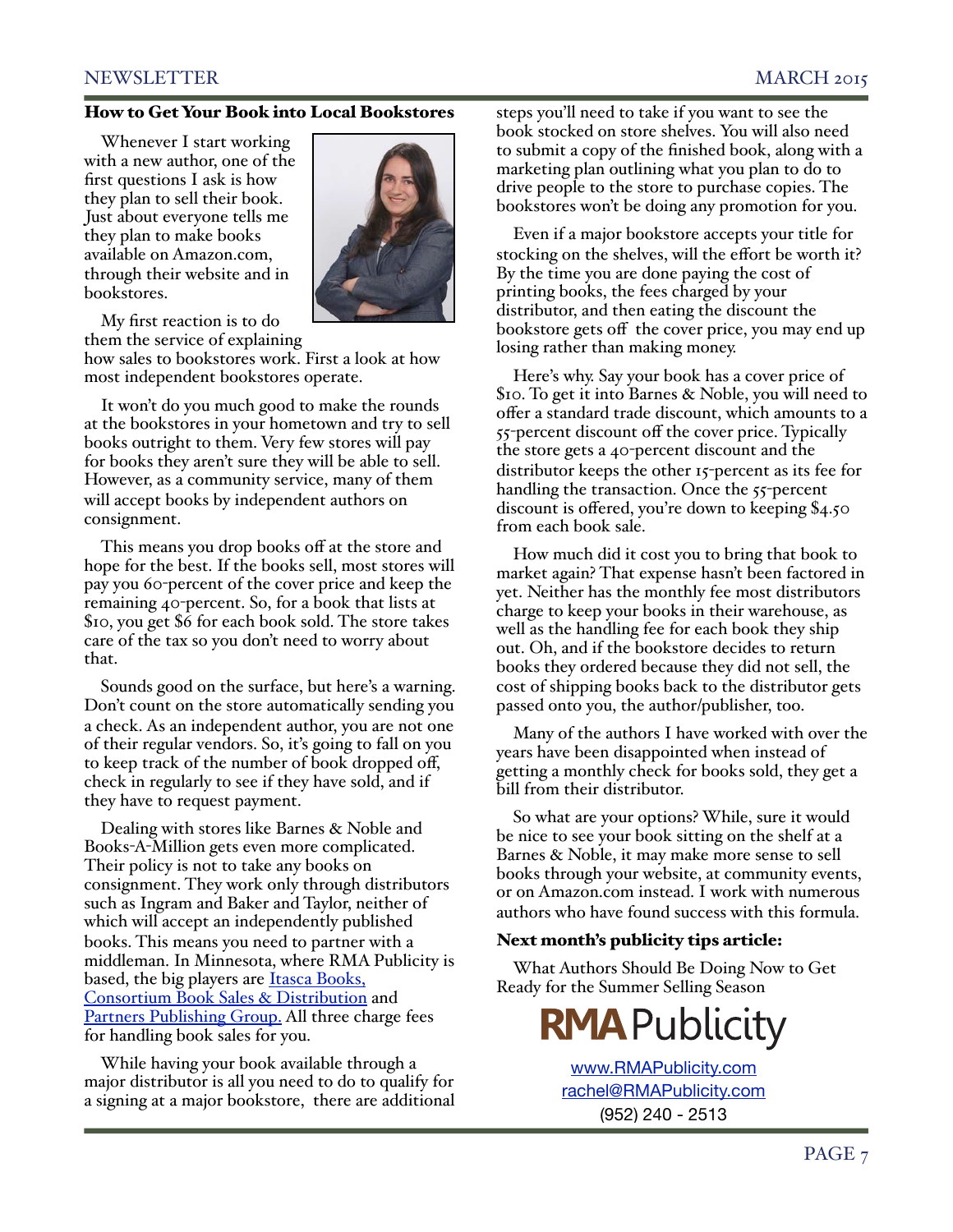## How to Get Your Book into Local Bookstores

Whenever I start working with a new author, one of the first questions I ask is how they plan to sell their book. Just about everyone tells me they plan to make books available on Amazon.com, through their website and in bookstores.

My first reaction is to do them the service of explaining how sales to bookstores work. First a look at how most independent bookstores operate.

It won't do you much good to make the rounds at the bookstores in your hometown and try to sell books outright to them. Very few stores will pay for books they aren't sure they will be able to sell. However, as a community service, many of them will accept books by independent authors on consignment.

This means you drop books off at the store and hope for the best. If the books sell, most stores will pay you 60-percent of the cover price and keep the remaining 40-percent. So, for a book that lists at $10, you get $6 for each book sold. The store takes care of the tax so you don't need to worry about that.

Sounds good on the surface, but here's a warning. Don't count on the store automatically sending you a check. As an independent author, you are not one of their regular vendors. So, it's going to fall on you to keep track of the number of book dropped off, check in regularly to see if they have sold, and if they have to request payment.

Dealing with stores like Barnes & Noble and Books-A-Million gets even more complicated. Their policy is not to take any books on consignment. They work only through distributors such as Ingram and Baker and Taylor, neither of which will accept an independently published books. This means you need to partner with a middleman. In Minnesota, where RMA Publicity is based, the big players are [Itasca Books,](Itasca Books) [Consortium Book Sales & Distribution](Consortium Book Sales & Distribution) and [Partners Publishing Group.](Partners Publishing Group) All three charge fees for handling book sales for you.

While having your book available through a major distributor is all you need to do to qualify for a signing at a major bookstore, there are additional steps you'll need to take if you want to see the book stocked on store shelves. You will also need to submit a copy of the finished book, along with a marketing plan outlining what you plan to do to drive people to the store to purchase copies. The bookstores won't be doing any promotion for you.

Even if a major bookstore accepts your title for stocking on the shelves, will the effort be worth it? By the time you are done paying the cost of printing books, the fees charged by your distributor, and then eating the discount the bookstore gets off the cover price, you may end up losing rather than making money.

Here's why. Say your book has a cover price of $10. To get it into Barnes & Noble, you will need to offer a standard trade discount, which amounts to a 55-percent discount off the cover price. Typically the store gets a 40-percent discount and the distributor keeps the other 15-percent as its fee for handling the transaction. Once the 55-percent discount is offered, you're down to keeping $4.50 from each book sale.

How much did it cost you to bring that book to market again? That expense hasn't been factored in yet. Neither has the monthly fee most distributors charge to keep your books in their warehouse, as well as the handling fee for each book they ship out. Oh, and if the bookstore decides to return books they ordered because they did not sell, the cost of shipping books back to the distributor gets passed onto you, the author/publisher, too.

Many of the authors I have worked with over the years have been disappointed when instead of getting a monthly check for books sold, they get a bill from their distributor.

So what are your options? While, sure it would be nice to see your book sitting on the shelf at a Barnes & Noble, it may make more sense to sell books through your website, at community events, or on Amazon.com instead. I work with numerous authors who have found success with this formula.

### Next month's publicity tips article:

What Authors Should Be Doing Now to Get Ready for the Summer Selling Season

**RMA** Publicity

[www.RMAPublicity.com](www.RMAPublicity.com)
[rachel@RMAPublicity.com](rachel@RMAPublicity.com)
(952) 240 - 2513